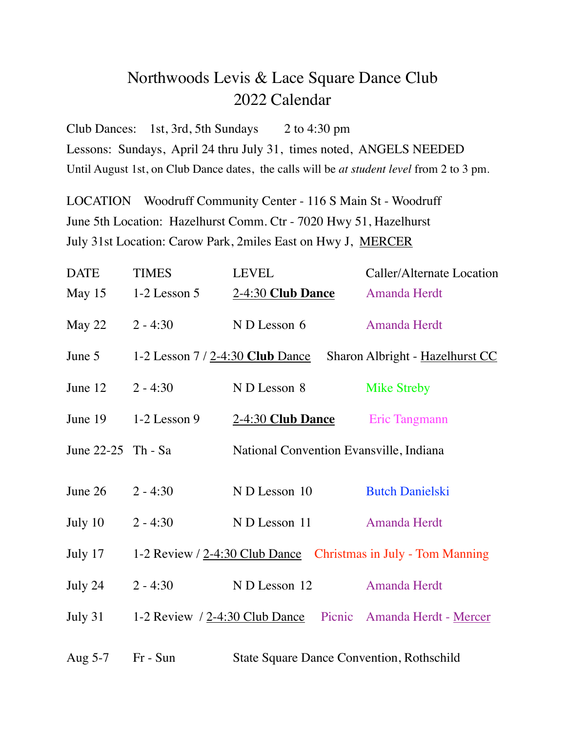# Northwoods Levis & Lace Square Dance Club
# 2022 Calendar

Club Dances: 1st, 3rd, 5th Sundays 2 to 4:30 pm

Lessons: Sundays, April 24 thru July 31, times noted, ANGELS NEEDED

Until August 1st, on Club Dance dates, the calls will be *at student level* from 2 to 3 pm.

LOCATION Woodruff Community Center - 116 S Main St - Woodruff

June 5th Location: Hazelhurst Comm. Ctr - 7020 Hwy 51, Hazelhurst

July 31st Location: Carow Park, 2miles East on Hwy J, MERCER

| DATE | TIMES | LEVEL | Caller/Alternate Location |
|---|---|---|---|
| May 15 | 1-2 Lesson 5 | 2-4:30 **Club Dance** | Amanda Herdt |
| May 22 | 2 - 4:30 | N D Lesson 6 | Amanda Herdt |
| June 5 | 1-2 Lesson 7 / 2-4:30 **Club** Dance | | Sharon Albright - Hazelhurst CC |
| June 12 | 2 - 4:30 | N D Lesson 8 | Mike Streby |
| June 19 | 1-2 Lesson 9 | 2-4:30 **Club Dance** | Eric Tangmann |
| June 22-25 | Th - Sa | National Convention Evansville, Indiana | |
| June 26 | 2 - 4:30 | N D Lesson 10 | Butch Danielski |
| July 10 | 2 - 4:30 | N D Lesson 11 | Amanda Herdt |
| July 17 | 1-2 Review / 2-4:30 Club Dance | | Christmas in July - Tom Manning |
| July 24 | 2 - 4:30 | N D Lesson 12 | Amanda Herdt |
| July 31 | 1-2 Review / 2-4:30 Club Dance | Picnic | Amanda Herdt - Mercer |
| Aug 5-7 | Fr - Sun | State Square Dance Convention, Rothschild | |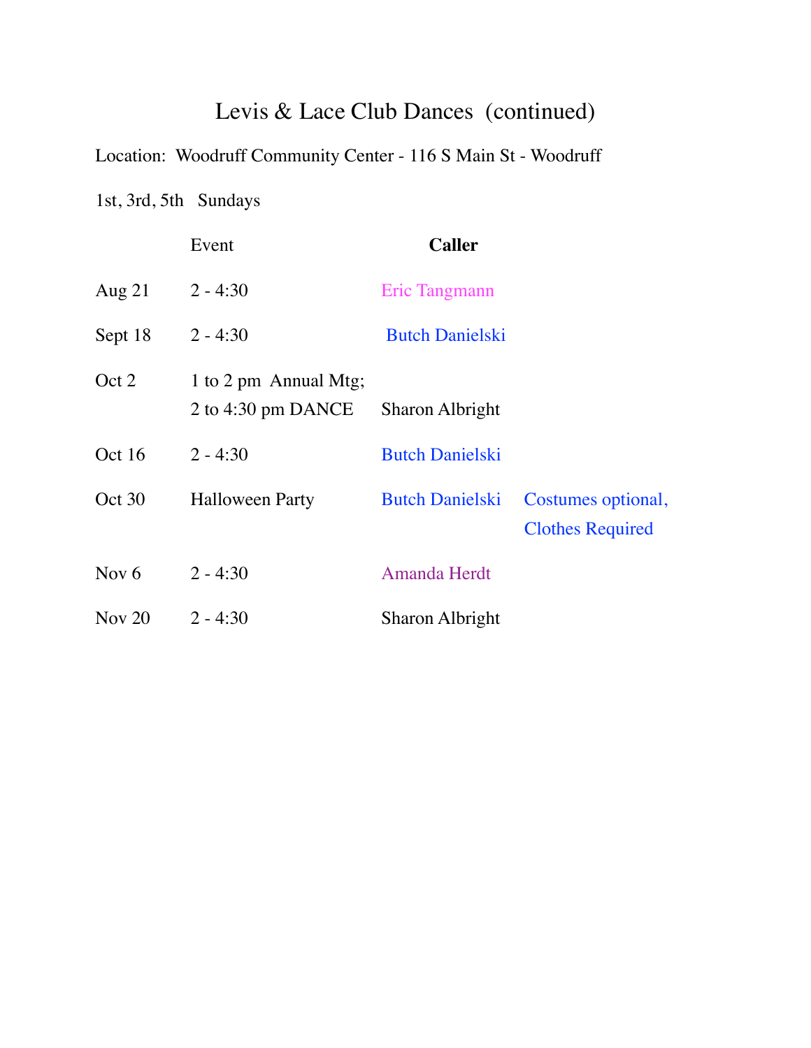# Levis & Lace Club Dances (continued)

Location: Woodruff Community Center - 116 S Main St - Woodruff

1st, 3rd, 5th Sundays

| | Event | **Caller** | |
|---|---|---|---|
| Aug 21 | 2 - 4:30 | Eric Tangmann | |
| Sept 18 | 2 - 4:30 | Butch Danielski | |
| Oct 2 | 1 to 2 pm Annual Mtg; 2 to 4:30 pm DANCE | Sharon Albright | |
| Oct 16 | 2 - 4:30 | Butch Danielski | |
| Oct 30 | Halloween Party | Butch Danielski | Costumes optional, Clothes Required |
| Nov 6 | 2 - 4:30 | Amanda Herdt | |
| Nov 20 | 2 - 4:30 | Sharon Albright | |